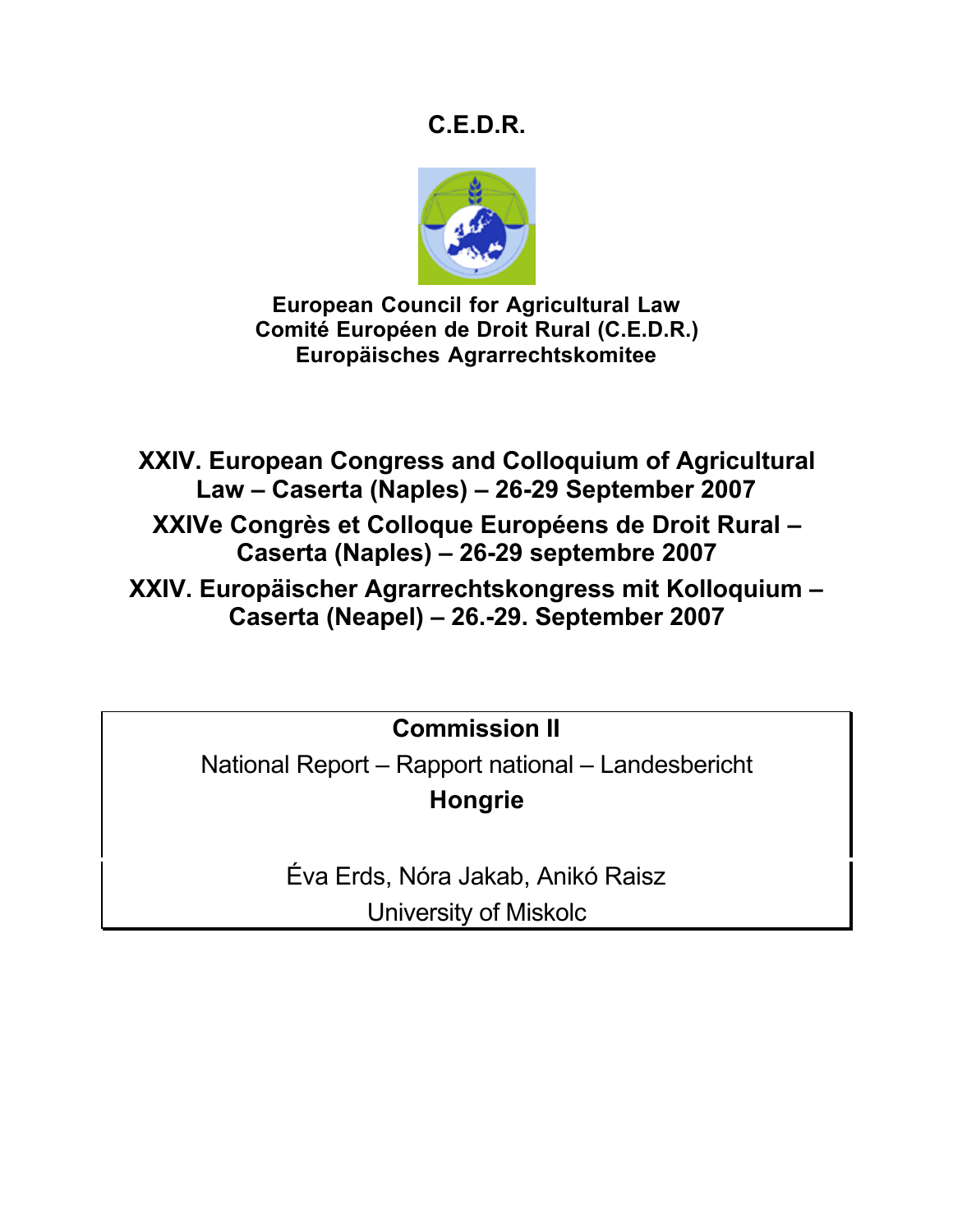# C.E.D.R.

**European Council for Agricultural Law**
**Comité Européen de Droit Rural (C.E.D.R.)**
**Europäisches Agrarrechtskomitee**

## XXIV. European Congress and Colloquium of Agricultural Law – Caserta (Naples) – 26-29 September 2007

## XXIVe Congrès et Colloque Européens de Droit Rural – Caserta (Naples) – 26-29 septembre 2007

## XXIV. Europäischer Agrarrechtskongress mit Kolloquium – Caserta (Neapel) – 26.-29. September 2007

**Commission II**

National Report – Rapport national – Landesbericht

**Hongrie**

Éva Erds, Nóra Jakab, Anikó Raisz

University of Miskolc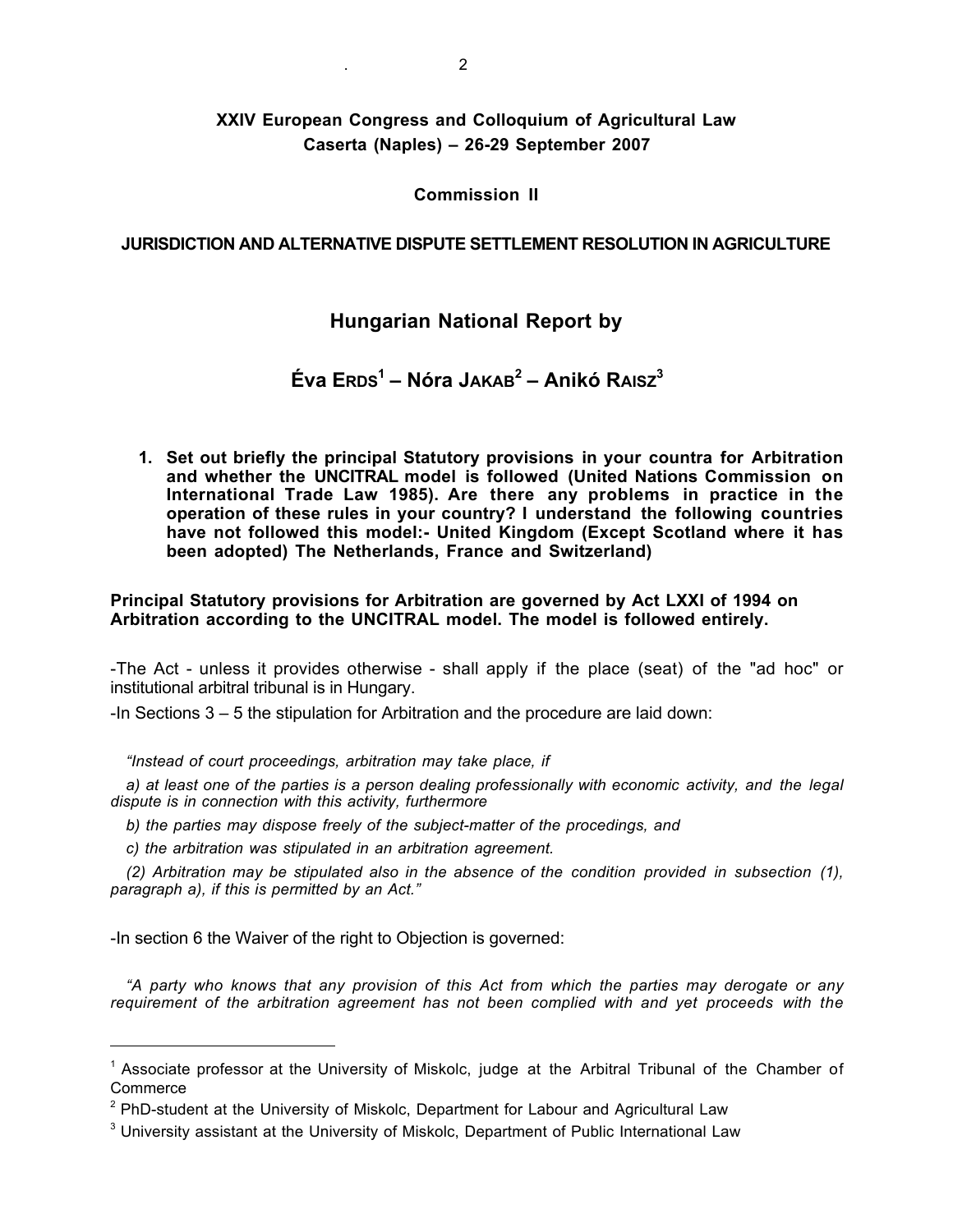**XXIV European Congress and Colloquium of Agricultural Law**
**Caserta (Naples) – 26-29 September 2007**

**Commission II**

**JURISDICTION AND ALTERNATIVE DISPUTE SETTLEMENT RESOLUTION IN AGRICULTURE**

## Hungarian National Report by

## Éva ERDS[1] – Nóra JAKAB[2] – Anikó RAISZ[3]

1. **Set out briefly the principal Statutory provisions in your countra for Arbitration and whether the UNCITRAL model is followed (United Nations Commission on International Trade Law 1985). Are there any problems in practice in the operation of these rules in your country? I understand the following countries have not followed this model:- United Kingdom (Except Scotland where it has been adopted) The Netherlands, France and Switzerland)**

**Principal Statutory provisions for Arbitration are governed by Act LXXI of 1994 on Arbitration according to the UNCITRAL model. The model is followed entirely.**

-The Act - unless it provides otherwise - shall apply if the place (seat) of the "ad hoc" or institutional arbitral tribunal is in Hungary.

-In Sections 3 – 5 the stipulation for Arbitration and the procedure are laid down:

*"Instead of court proceedings, arbitration may take place, if*

*a) at least one of the parties is a person dealing professionally with economic activity, and the legal dispute is in connection with this activity, furthermore*

*b) the parties may dispose freely of the subject-matter of the procedings, and*

*c) the arbitration was stipulated in an arbitration agreement.*

*(2) Arbitration may be stipulated also in the absence of the condition provided in subsection (1), paragraph a), if this is permitted by an Act."*

-In section 6 the Waiver of the right to Objection is governed:

*"A party who knows that any provision of this Act from which the parties may derogate or any requirement of the arbitration agreement has not been complied with and yet proceeds with the*

---

[1] Associate professor at the University of Miskolc, judge at the Arbitral Tribunal of the Chamber of Commerce

[2] PhD-student at the University of Miskolc, Department for Labour and Agricultural Law

[3] University assistant at the University of Miskolc, Department of Public International Law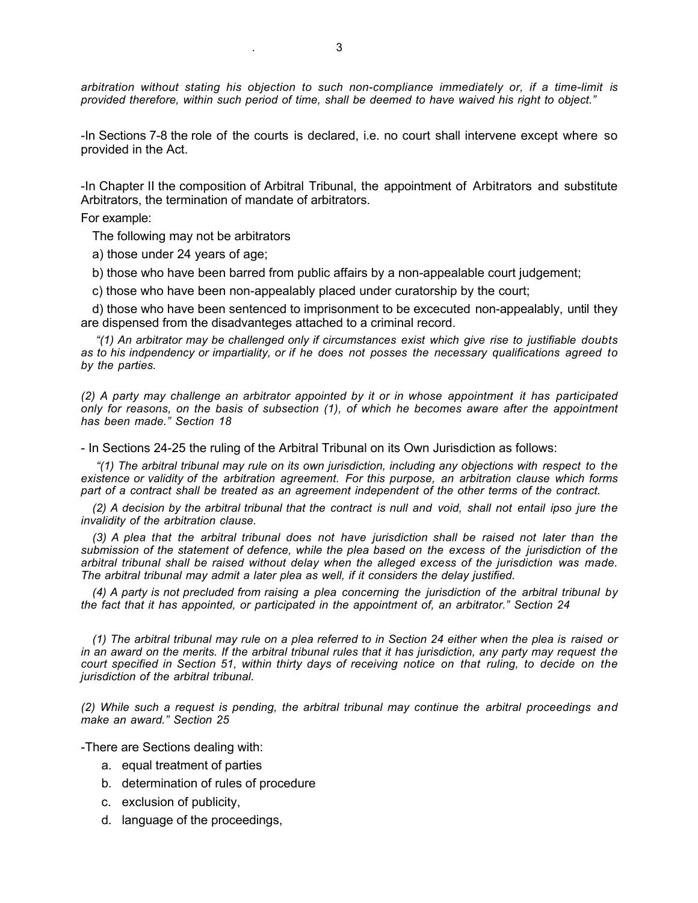*arbitration without stating his objection to such non-compliance immediately or, if a time-limit is provided therefore, within such period of time, shall be deemed to have waived his right to object."*

-In Sections 7-8 the role of the courts is declared, i.e. no court shall intervene except where so provided in the Act.

-In Chapter II the composition of Arbitral Tribunal, the appointment of Arbitrators and substitute Arbitrators, the termination of mandate of arbitrators.

For example:

The following may not be arbitrators

a) those under 24 years of age;

b) those who have been barred from public affairs by a non-appealable court judgement;

c) those who have been non-appealably placed under curatorship by the court;

d) those who have been sentenced to imprisonment to be excecuted non-appealably, until they are dispensed from the disadvanteges attached to a criminal record.

*"(1) An arbitrator may be challenged only if circumstances exist which give rise to justifiable doubts as to his indpendency or impartiality, or if he does not posses the necessary qualifications agreed to by the parties.*

*(2) A party may challenge an arbitrator appointed by it or in whose appointment it has participated only for reasons, on the basis of subsection (1), of which he becomes aware after the appointment has been made." Section 18*

- In Sections 24-25 the ruling of the Arbitral Tribunal on its Own Jurisdiction as follows:

*"(1) The arbitral tribunal may rule on its own jurisdiction, including any objections with respect to the existence or validity of the arbitration agreement. For this purpose, an arbitration clause which forms part of a contract shall be treated as an agreement independent of the other terms of the contract.*

*(2) A decision by the arbitral tribunal that the contract is null and void, shall not entail ipso jure the invalidity of the arbitration clause.*

*(3) A plea that the arbitral tribunal does not have jurisdiction shall be raised not later than the submission of the statement of defence, while the plea based on the excess of the jurisdiction of the arbitral tribunal shall be raised without delay when the alleged excess of the jurisdiction was made. The arbitral tribunal may admit a later plea as well, if it considers the delay justified.*

*(4) A party is not precluded from raising a plea concerning the jurisdiction of the arbitral tribunal by the fact that it has appointed, or participated in the appointment of, an arbitrator." Section 24*

*(1) The arbitral tribunal may rule on a plea referred to in Section 24 either when the plea is raised or in an award on the merits. If the arbitral tribunal rules that it has jurisdiction, any party may request the court specified in Section 51, within thirty days of receiving notice on that ruling, to decide on the jurisdiction of the arbitral tribunal.*

*(2) While such a request is pending, the arbitral tribunal may continue the arbitral proceedings and make an award." Section 25*

-There are Sections dealing with:

a. equal treatment of parties
b. determination of rules of procedure
c. exclusion of publicity,
d. language of the proceedings,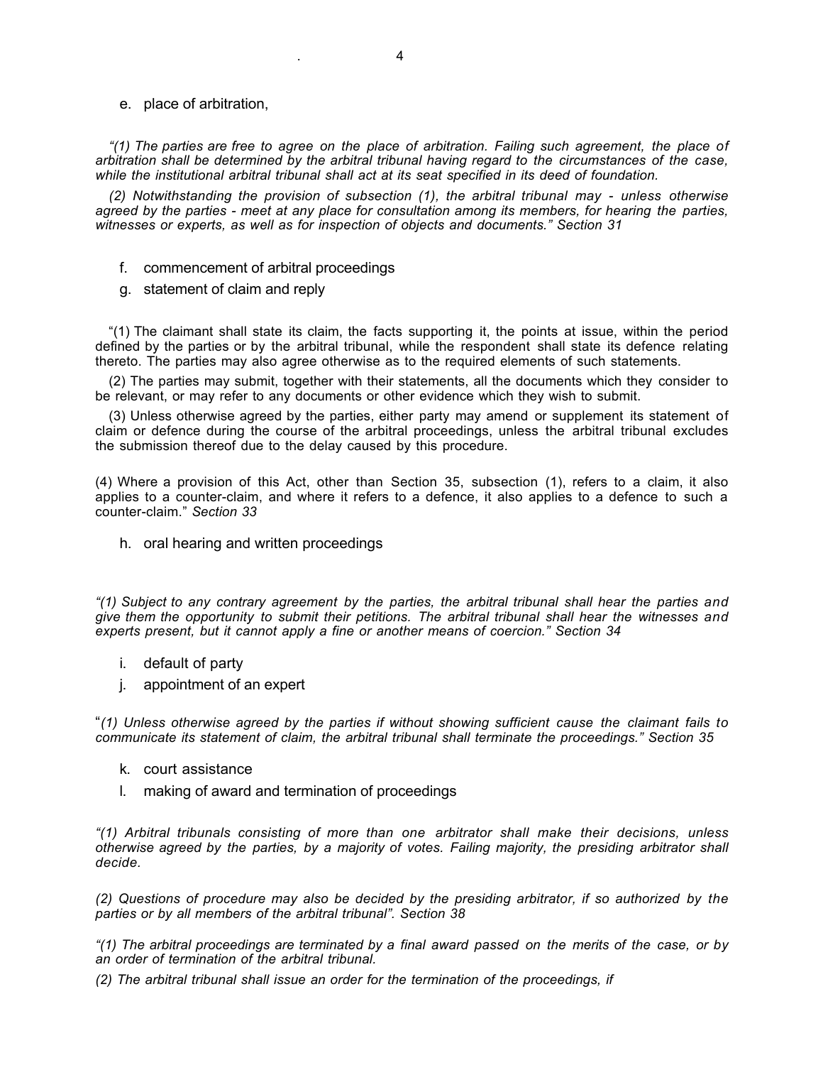e. place of arbitration,

*"(1) The parties are free to agree on the place of arbitration. Failing such agreement, the place of arbitration shall be determined by the arbitral tribunal having regard to the circumstances of the case, while the institutional arbitral tribunal shall act at its seat specified in its deed of foundation.*

*(2) Notwithstanding the provision of subsection (1), the arbitral tribunal may - unless otherwise agreed by the parties - meet at any place for consultation among its members, for hearing the parties, witnesses or experts, as well as for inspection of objects and documents." Section 31*

f. commencement of arbitral proceedings

g. statement of claim and reply

"(1) The claimant shall state its claim, the facts supporting it, the points at issue, within the period defined by the parties or by the arbitral tribunal, while the respondent shall state its defence relating thereto. The parties may also agree otherwise as to the required elements of such statements.

(2) The parties may submit, together with their statements, all the documents which they consider to be relevant, or may refer to any documents or other evidence which they wish to submit.

(3) Unless otherwise agreed by the parties, either party may amend or supplement its statement of claim or defence during the course of the arbitral proceedings, unless the arbitral tribunal excludes the submission thereof due to the delay caused by this procedure.

(4) Where a provision of this Act, other than Section 35, subsection (1), refers to a claim, it also applies to a counter-claim, and where it refers to a defence, it also applies to a defence to such a counter-claim." *Section 33*

h. oral hearing and written proceedings

*"(1) Subject to any contrary agreement by the parties, the arbitral tribunal shall hear the parties and give them the opportunity to submit their petitions. The arbitral tribunal shall hear the witnesses and experts present, but it cannot apply a fine or another means of coercion." Section 34*

i. default of party

j. appointment of an expert

"*(1) Unless otherwise agreed by the parties if without showing sufficient cause the claimant fails to communicate its statement of claim, the arbitral tribunal shall terminate the proceedings." Section 35*

k. court assistance

l. making of award and termination of proceedings

*"(1) Arbitral tribunals consisting of more than one arbitrator shall make their decisions, unless otherwise agreed by the parties, by a majority of votes. Failing majority, the presiding arbitrator shall decide.*

*(2) Questions of procedure may also be decided by the presiding arbitrator, if so authorized by the parties or by all members of the arbitral tribunal". Section 38*

*"(1) The arbitral proceedings are terminated by a final award passed on the merits of the case, or by an order of termination of the arbitral tribunal.*

*(2) The arbitral tribunal shall issue an order for the termination of the proceedings, if*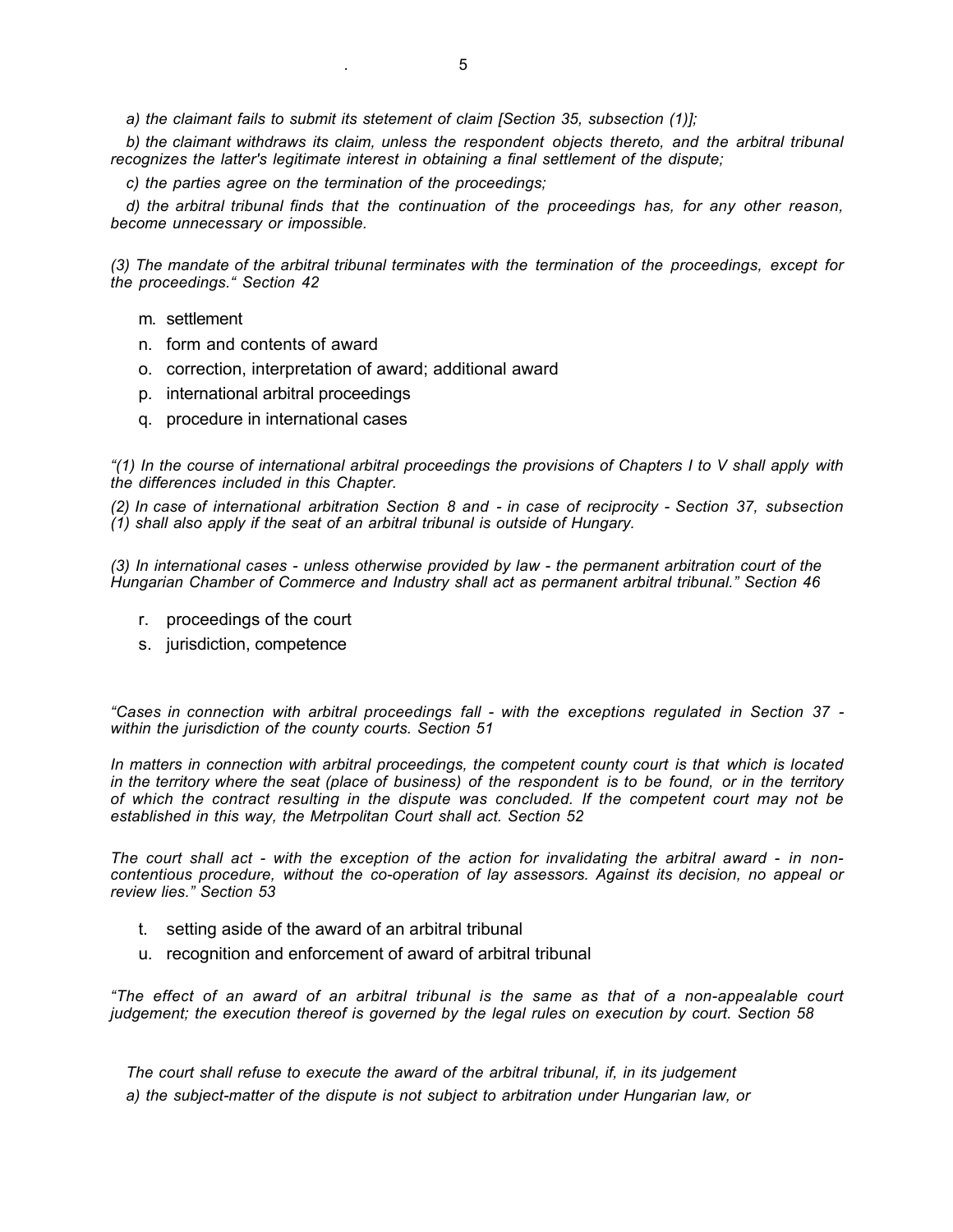*a) the claimant fails to submit its stetement of claim [Section 35, subsection (1)];*

*b) the claimant withdraws its claim, unless the respondent objects thereto, and the arbitral tribunal recognizes the latter's legitimate interest in obtaining a final settlement of the dispute;*

*c) the parties agree on the termination of the proceedings;*

*d) the arbitral tribunal finds that the continuation of the proceedings has, for any other reason, become unnecessary or impossible.*

*(3) The mandate of the arbitral tribunal terminates with the termination of the proceedings, except for the proceedings." Section 42*

m. settlement
n. form and contents of award
o. correction, interpretation of award; additional award
p. international arbitral proceedings
q. procedure in international cases

*"(1) In the course of international arbitral proceedings the provisions of Chapters I to V shall apply with the differences included in this Chapter.*

*(2) In case of international arbitration Section 8 and - in case of reciprocity - Section 37, subsection (1) shall also apply if the seat of an arbitral tribunal is outside of Hungary.*

*(3) In international cases - unless otherwise provided by law - the permanent arbitration court of the Hungarian Chamber of Commerce and Industry shall act as permanent arbitral tribunal." Section 46*

r. proceedings of the court
s. jurisdiction, competence

*"Cases in connection with arbitral proceedings fall - with the exceptions regulated in Section 37 - within the jurisdiction of the county courts. Section 51*

*In matters in connection with arbitral proceedings, the competent county court is that which is located in the territory where the seat (place of business) of the respondent is to be found, or in the territory of which the contract resulting in the dispute was concluded. If the competent court may not be established in this way, the Metrpolitan Court shall act. Section 52*

*The court shall act - with the exception of the action for invalidating the arbitral award - in non-contentious procedure, without the co-operation of lay assessors. Against its decision, no appeal or review lies." Section 53*

t. setting aside of the award of an arbitral tribunal
u. recognition and enforcement of award of arbitral tribunal

*"The effect of an award of an arbitral tribunal is the same as that of a non-appealable court judgement; the execution thereof is governed by the legal rules on execution by court. Section 58*

*The court shall refuse to execute the award of the arbitral tribunal, if, in its judgement*

*a) the subject-matter of the dispute is not subject to arbitration under Hungarian law, or*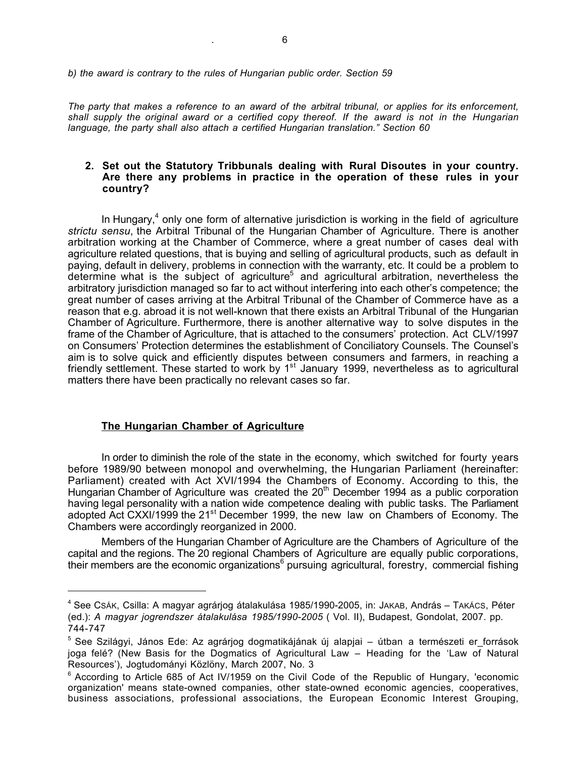*b) the award is contrary to the rules of Hungarian public order. Section 59*

*The party that makes a reference to an award of the arbitral tribunal, or applies for its enforcement, shall supply the original award or a certified copy thereof. If the award is not in the Hungarian language, the party shall also attach a certified Hungarian translation." Section 60*

**2. Set out the Statutory Tribbunals dealing with Rural Disoutes in your country. Are there any problems in practice in the operation of these rules in your country?**

In Hungary,[4] only one form of alternative jurisdiction is working in the field of agriculture *strictu sensu*, the Arbitral Tribunal of the Hungarian Chamber of Agriculture. There is another arbitration working at the Chamber of Commerce, where a great number of cases deal with agriculture related questions, that is buying and selling of agricultural products, such as default in paying, default in delivery, problems in connection with the warranty, etc. It could be a problem to determine what is the subject of agriculture[5] and agricultural arbitration, nevertheless the arbitratory jurisdiction managed so far to act without interfering into each other's competence; the great number of cases arriving at the Arbitral Tribunal of the Chamber of Commerce have as a reason that e.g. abroad it is not well-known that there exists an Arbitral Tribunal of the Hungarian Chamber of Agriculture. Furthermore, there is another alternative way to solve disputes in the frame of the Chamber of Agriculture, that is attached to the consumers' protection. Act CLV/1997 on Consumers' Protection determines the establishment of Conciliatory Counsels. The Counsel's aim is to solve quick and efficiently disputes between consumers and farmers, in reaching a friendly settlement. These started to work by 1st January 1999, nevertheless as to agricultural matters there have been practically no relevant cases so far.

**The Hungarian Chamber of Agriculture**

In order to diminish the role of the state in the economy, which switched for fourty years before 1989/90 between monopol and overwhelming, the Hungarian Parliament (hereinafter: Parliament) created with Act XVI/1994 the Chambers of Economy. According to this, the Hungarian Chamber of Agriculture was created the 20th December 1994 as a public corporation having legal personality with a nation wide competence dealing with public tasks. The Parliament adopted Act CXXI/1999 the 21st December 1999, the new law on Chambers of Economy. The Chambers were accordingly reorganized in 2000.

Members of the Hungarian Chamber of Agriculture are the Chambers of Agriculture of the capital and the regions. The 20 regional Chambers of Agriculture are equally public corporations, their members are the economic organizations[6] pursuing agricultural, forestry, commercial fishing

---

[4] See CSÁK, Csilla: A magyar agrárjog átalakulása 1985/1990-2005, in: JAKAB, András – TAKÁCS, Péter (ed.): *A magyar jogrendszer átalakulása 1985/1990-2005* ( Vol. II), Budapest, Gondolat, 2007. pp. 744-747

[5] See Szilágyi, János Ede: Az agrárjog dogmatikájának új alapjai – útban a természeti er_források joga felé? (New Basis for the Dogmatics of Agricultural Law – Heading for the 'Law of Natural Resources'), Jogtudományi Közlöny, March 2007, No. 3

[6] According to Article 685 of Act IV/1959 on the Civil Code of the Republic of Hungary, 'economic organization' means state-owned companies, other state-owned economic agencies, cooperatives, business associations, professional associations, the European Economic Interest Grouping,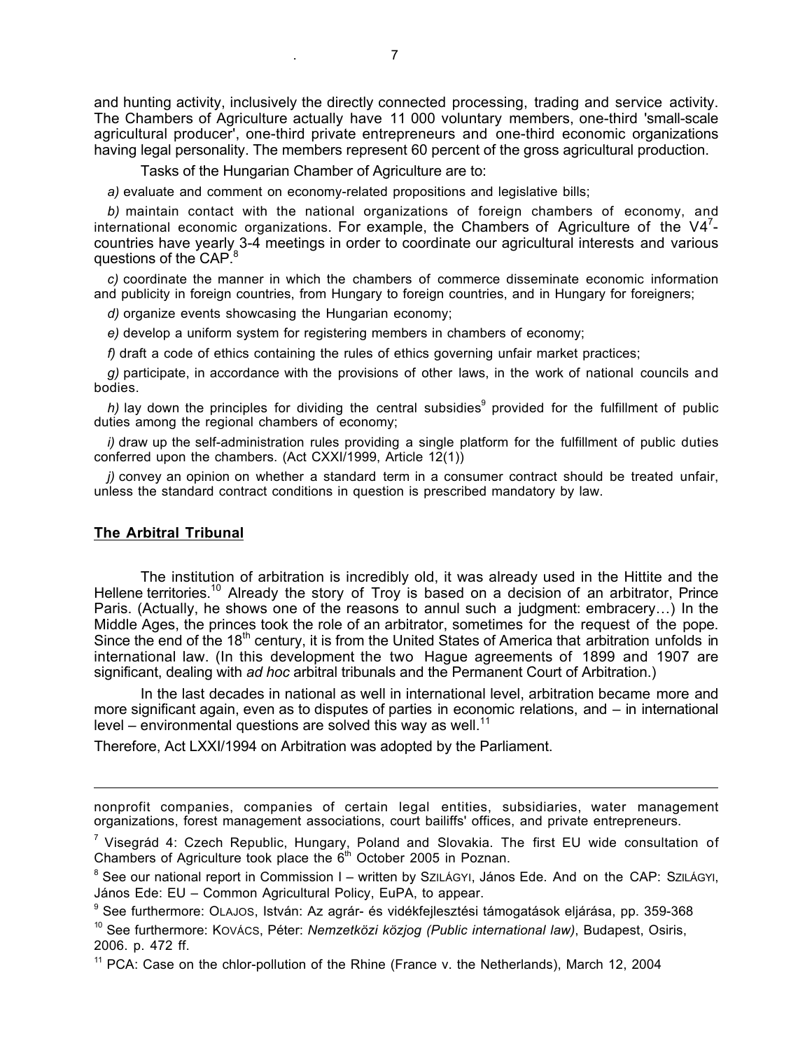and hunting activity, inclusively the directly connected processing, trading and service activity. The Chambers of Agriculture actually have 11 000 voluntary members, one-third 'small-scale agricultural producer', one-third private entrepreneurs and one-third economic organizations having legal personality. The members represent 60 percent of the gross agricultural production.

Tasks of the Hungarian Chamber of Agriculture are to:

*a)* evaluate and comment on economy-related propositions and legislative bills;

*b)* maintain contact with the national organizations of foreign chambers of economy, and international economic organizations. For example, the Chambers of Agriculture of the V4[7]-countries have yearly 3-4 meetings in order to coordinate our agricultural interests and various questions of the CAP.[8]

*c)* coordinate the manner in which the chambers of commerce disseminate economic information and publicity in foreign countries, from Hungary to foreign countries, and in Hungary for foreigners;

*d)* organize events showcasing the Hungarian economy;

*e)* develop a uniform system for registering members in chambers of economy;

*f)* draft a code of ethics containing the rules of ethics governing unfair market practices;

*g)* participate, in accordance with the provisions of other laws, in the work of national councils and bodies.

*h)* lay down the principles for dividing the central subsidies[9] provided for the fulfillment of public duties among the regional chambers of economy;

*i)* draw up the self-administration rules providing a single platform for the fulfillment of public duties conferred upon the chambers. (Act CXXI/1999, Article 12(1))

*j)* convey an opinion on whether a standard term in a consumer contract should be treated unfair, unless the standard contract conditions in question is prescribed mandatory by law.

## The Arbitral Tribunal

The institution of arbitration is incredibly old, it was already used in the Hittite and the Hellene territories.[10] Already the story of Troy is based on a decision of an arbitrator, Prince Paris. (Actually, he shows one of the reasons to annul such a judgment: embracery…) In the Middle Ages, the princes took the role of an arbitrator, sometimes for the request of the pope. Since the end of the 18th century, it is from the United States of America that arbitration unfolds in international law. (In this development the two Hague agreements of 1899 and 1907 are significant, dealing with *ad hoc* arbitral tribunals and the Permanent Court of Arbitration.)

In the last decades in national as well in international level, arbitration became more and more significant again, even as to disputes of parties in economic relations, and – in international level – environmental questions are solved this way as well.[11]

Therefore, Act LXXI/1994 on Arbitration was adopted by the Parliament.

---

nonprofit companies, companies of certain legal entities, subsidiaries, water management organizations, forest management associations, court bailiffs' offices, and private entrepreneurs.

[7] Visegrád 4: Czech Republic, Hungary, Poland and Slovakia. The first EU wide consultation of Chambers of Agriculture took place the 6th October 2005 in Poznan.

[8] See our national report in Commission I – written by SZILÁGYI, János Ede. And on the CAP: SZILÁGYI, János Ede: EU – Common Agricultural Policy, EuPA, to appear.

[9] See furthermore: OLAJOS, István: Az agrár- és vidékfejlesztési támogatások eljárása, pp. 359-368

[10] See furthermore: KOVÁCS, Péter: *Nemzetközi közjog (Public international law)*, Budapest, Osiris, 2006. p. 472 ff.

[11] PCA: Case on the chlor-pollution of the Rhine (France v. the Netherlands), March 12, 2004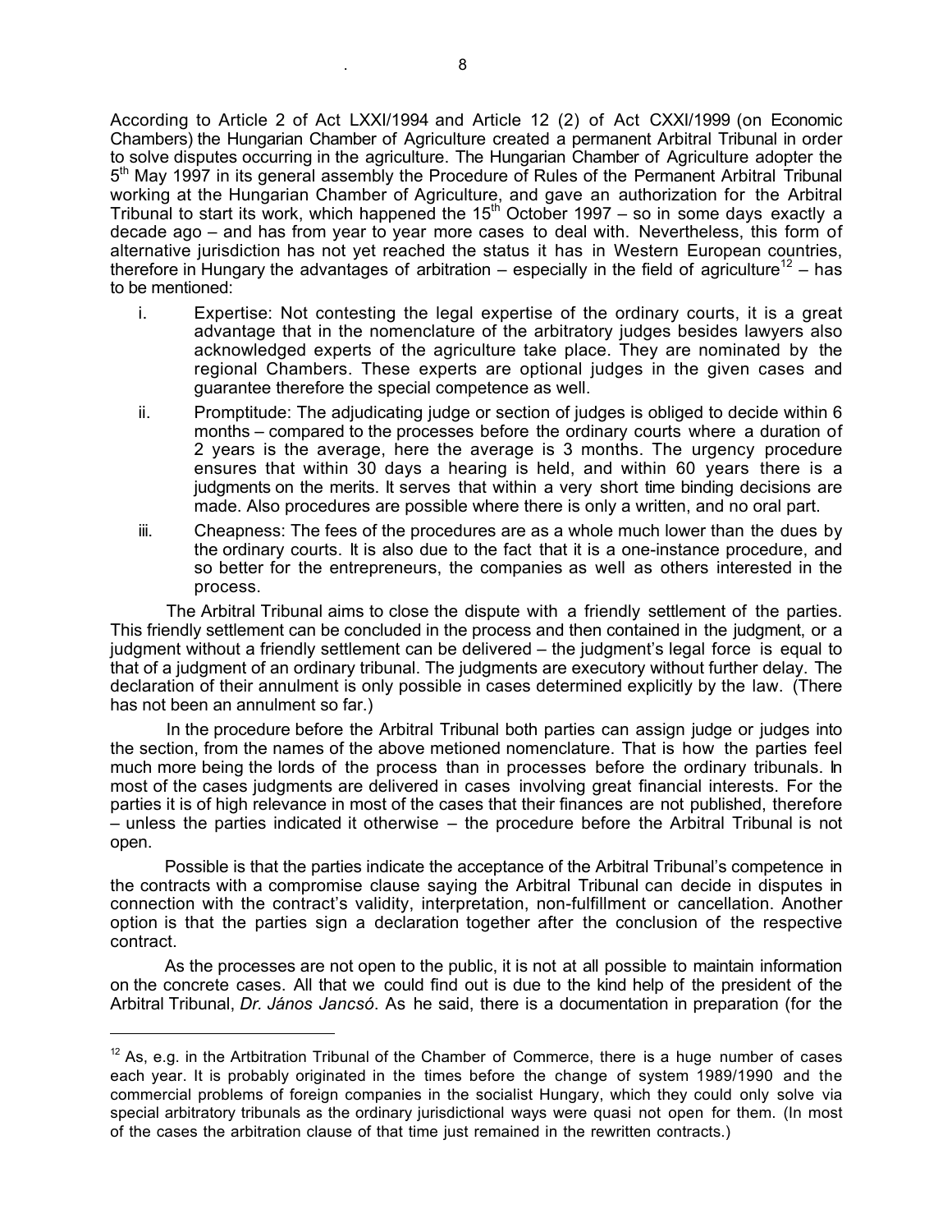According to Article 2 of Act LXXI/1994 and Article 12 (2) of Act CXXI/1999 (on Economic Chambers) the Hungarian Chamber of Agriculture created a permanent Arbitral Tribunal in order to solve disputes occurring in the agriculture. The Hungarian Chamber of Agriculture adopter the 5th May 1997 in its general assembly the Procedure of Rules of the Permanent Arbitral Tribunal working at the Hungarian Chamber of Agriculture, and gave an authorization for the Arbitral Tribunal to start its work, which happened the 15th October 1997 – so in some days exactly a decade ago – and has from year to year more cases to deal with. Nevertheless, this form of alternative jurisdiction has not yet reached the status it has in Western European countries, therefore in Hungary the advantages of arbitration – especially in the field of agriculture[12] – has to be mentioned:

i. Expertise: Not contesting the legal expertise of the ordinary courts, it is a great advantage that in the nomenclature of the arbitratory judges besides lawyers also acknowledged experts of the agriculture take place. They are nominated by the regional Chambers. These experts are optional judges in the given cases and guarantee therefore the special competence as well.

ii. Promptitude: The adjudicating judge or section of judges is obliged to decide within 6 months – compared to the processes before the ordinary courts where a duration of 2 years is the average, here the average is 3 months. The urgency procedure ensures that within 30 days a hearing is held, and within 60 years there is a judgments on the merits. It serves that within a very short time binding decisions are made. Also procedures are possible where there is only a written, and no oral part.

iii. Cheapness: The fees of the procedures are as a whole much lower than the dues by the ordinary courts. It is also due to the fact that it is a one-instance procedure, and so better for the entrepreneurs, the companies as well as others interested in the process.

The Arbitral Tribunal aims to close the dispute with a friendly settlement of the parties. This friendly settlement can be concluded in the process and then contained in the judgment, or a judgment without a friendly settlement can be delivered – the judgment's legal force is equal to that of a judgment of an ordinary tribunal. The judgments are executory without further delay. The declaration of their annulment is only possible in cases determined explicitly by the law. (There has not been an annulment so far.)

In the procedure before the Arbitral Tribunal both parties can assign judge or judges into the section, from the names of the above metioned nomenclature. That is how the parties feel much more being the lords of the process than in processes before the ordinary tribunals. In most of the cases judgments are delivered in cases involving great financial interests. For the parties it is of high relevance in most of the cases that their finances are not published, therefore – unless the parties indicated it otherwise – the procedure before the Arbitral Tribunal is not open.

Possible is that the parties indicate the acceptance of the Arbitral Tribunal's competence in the contracts with a compromise clause saying the Arbitral Tribunal can decide in disputes in connection with the contract's validity, interpretation, non-fulfillment or cancellation. Another option is that the parties sign a declaration together after the conclusion of the respective contract.

As the processes are not open to the public, it is not at all possible to maintain information on the concrete cases. All that we could find out is due to the kind help of the president of the Arbitral Tribunal, *Dr. János Jancsó*. As he said, there is a documentation in preparation (for the

---

[12] As, e.g. in the Artbitration Tribunal of the Chamber of Commerce, there is a huge number of cases each year. It is probably originated in the times before the change of system 1989/1990 and the commercial problems of foreign companies in the socialist Hungary, which they could only solve via special arbitratory tribunals as the ordinary jurisdictional ways were quasi not open for them. (In most of the cases the arbitration clause of that time just remained in the rewritten contracts.)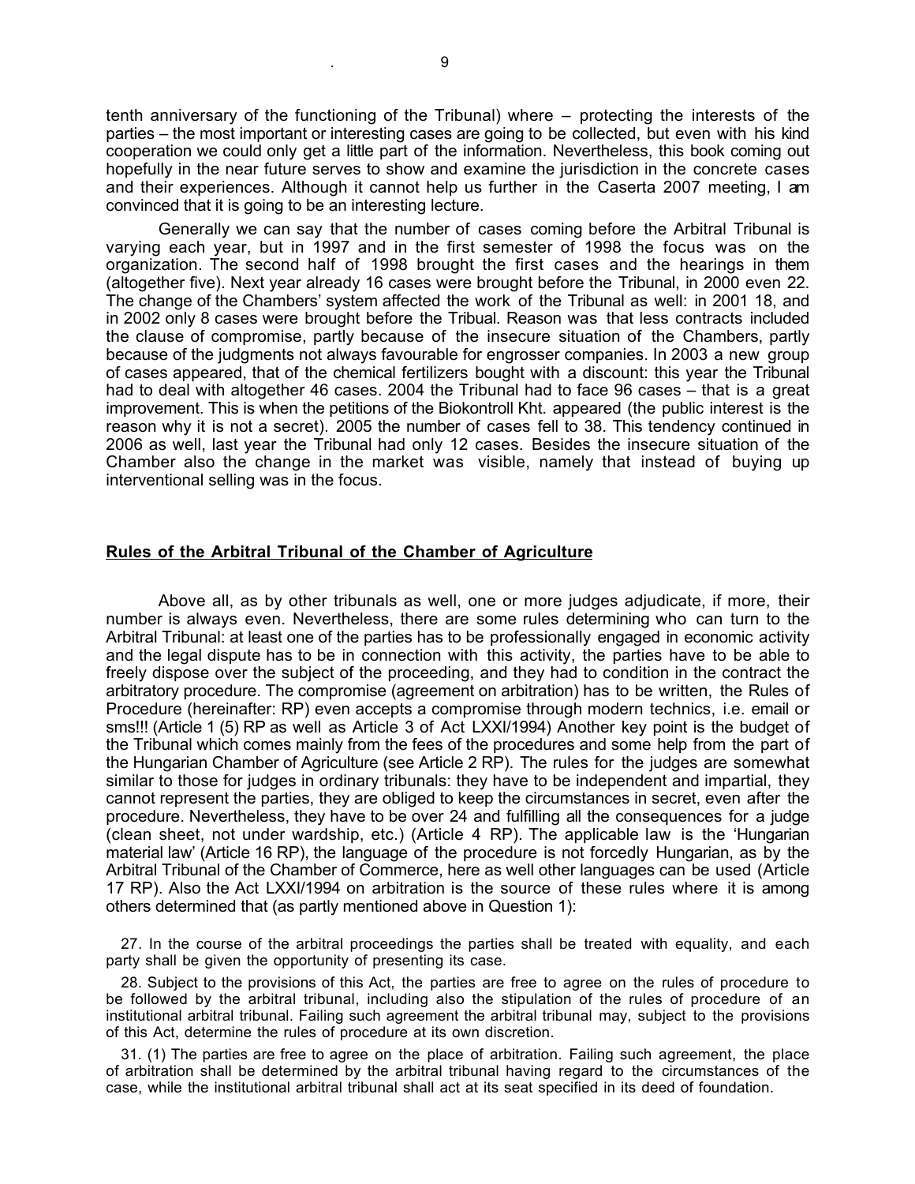tenth anniversary of the functioning of the Tribunal) where – protecting the interests of the parties – the most important or interesting cases are going to be collected, but even with his kind cooperation we could only get a little part of the information. Nevertheless, this book coming out hopefully in the near future serves to show and examine the jurisdiction in the concrete cases and their experiences. Although it cannot help us further in the Caserta 2007 meeting, I am convinced that it is going to be an interesting lecture.

Generally we can say that the number of cases coming before the Arbitral Tribunal is varying each year, but in 1997 and in the first semester of 1998 the focus was on the organization. The second half of 1998 brought the first cases and the hearings in them (altogether five). Next year already 16 cases were brought before the Tribunal, in 2000 even 22. The change of the Chambers' system affected the work of the Tribunal as well: in 2001 18, and in 2002 only 8 cases were brought before the Tribual. Reason was that less contracts included the clause of compromise, partly because of the insecure situation of the Chambers, partly because of the judgments not always favourable for engrosser companies. In 2003 a new group of cases appeared, that of the chemical fertilizers bought with a discount: this year the Tribunal had to deal with altogether 46 cases. 2004 the Tribunal had to face 96 cases – that is a great improvement. This is when the petitions of the Biokontroll Kht. appeared (the public interest is the reason why it is not a secret). 2005 the number of cases fell to 38. This tendency continued in 2006 as well, last year the Tribunal had only 12 cases. Besides the insecure situation of the Chamber also the change in the market was visible, namely that instead of buying up interventional selling was in the focus.

## Rules of the Arbitral Tribunal of the Chamber of Agriculture

Above all, as by other tribunals as well, one or more judges adjudicate, if more, their number is always even. Nevertheless, there are some rules determining who can turn to the Arbitral Tribunal: at least one of the parties has to be professionally engaged in economic activity and the legal dispute has to be in connection with this activity, the parties have to be able to freely dispose over the subject of the proceeding, and they had to condition in the contract the arbitratory procedure. The compromise (agreement on arbitration) has to be written, the Rules of Procedure (hereinafter: RP) even accepts a compromise through modern technics, i.e. email or sms!!! (Article 1 (5) RP as well as Article 3 of Act LXXI/1994) Another key point is the budget of the Tribunal which comes mainly from the fees of the procedures and some help from the part of the Hungarian Chamber of Agriculture (see Article 2 RP). The rules for the judges are somewhat similar to those for judges in ordinary tribunals: they have to be independent and impartial, they cannot represent the parties, they are obliged to keep the circumstances in secret, even after the procedure. Nevertheless, they have to be over 24 and fulfilling all the consequences for a judge (clean sheet, not under wardship, etc.) (Article 4 RP). The applicable law is the 'Hungarian material law' (Article 16 RP), the language of the procedure is not forcedly Hungarian, as by the Arbitral Tribunal of the Chamber of Commerce, here as well other languages can be used (Article 17 RP). Also the Act LXXI/1994 on arbitration is the source of these rules where it is among others determined that (as partly mentioned above in Question 1):

27. In the course of the arbitral proceedings the parties shall be treated with equality, and each party shall be given the opportunity of presenting its case.

28. Subject to the provisions of this Act, the parties are free to agree on the rules of procedure to be followed by the arbitral tribunal, including also the stipulation of the rules of procedure of an institutional arbitral tribunal. Failing such agreement the arbitral tribunal may, subject to the provisions of this Act, determine the rules of procedure at its own discretion.

31. (1) The parties are free to agree on the place of arbitration. Failing such agreement, the place of arbitration shall be determined by the arbitral tribunal having regard to the circumstances of the case, while the institutional arbitral tribunal shall act at its seat specified in its deed of foundation.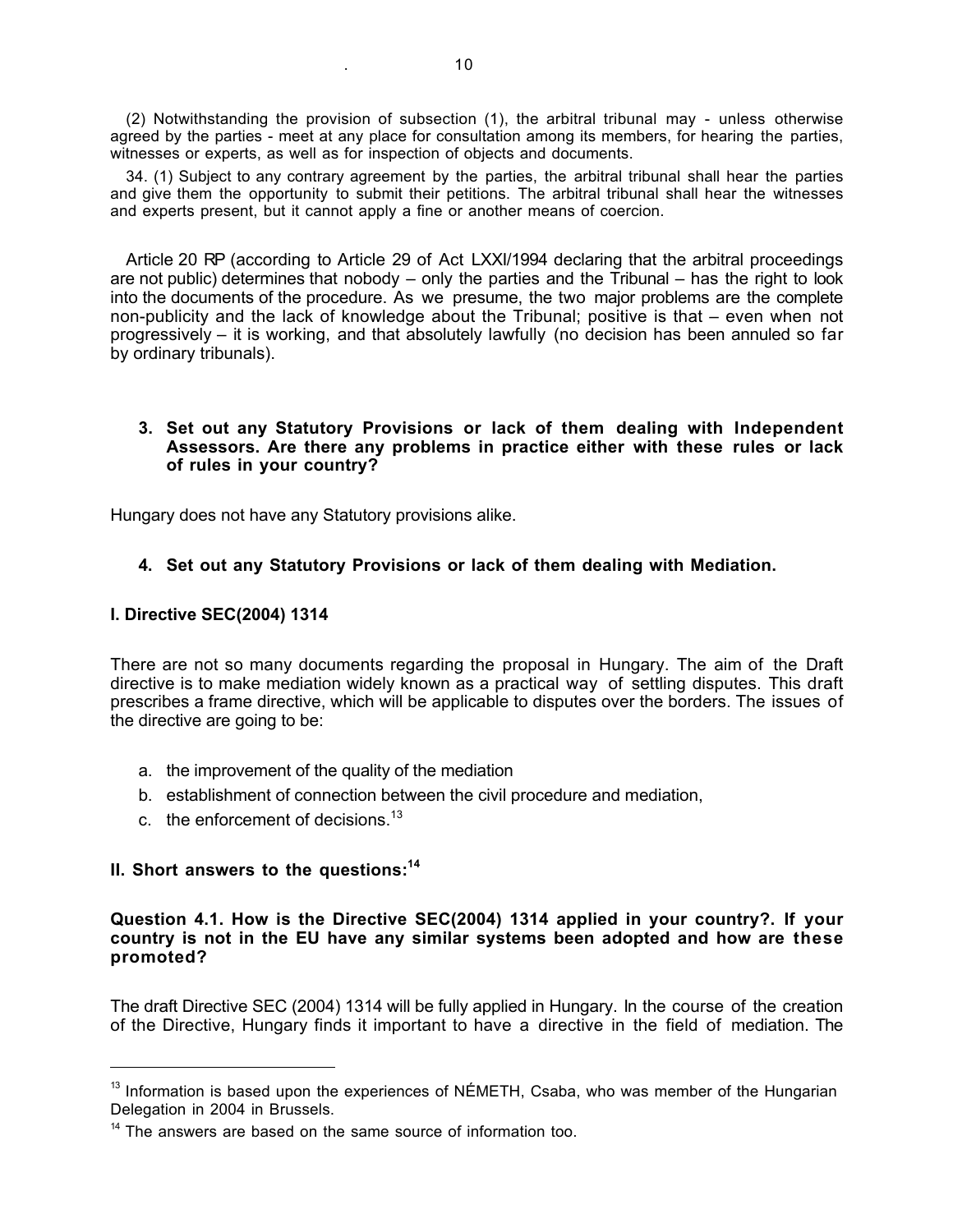(2) Notwithstanding the provision of subsection (1), the arbitral tribunal may - unless otherwise agreed by the parties - meet at any place for consultation among its members, for hearing the parties, witnesses or experts, as well as for inspection of objects and documents.

34. (1) Subject to any contrary agreement by the parties, the arbitral tribunal shall hear the parties and give them the opportunity to submit their petitions. The arbitral tribunal shall hear the witnesses and experts present, but it cannot apply a fine or another means of coercion.

Article 20 RP (according to Article 29 of Act LXXI/1994 declaring that the arbitral proceedings are not public) determines that nobody – only the parties and the Tribunal – has the right to look into the documents of the procedure. As we presume, the two major problems are the complete non-publicity and the lack of knowledge about the Tribunal; positive is that – even when not progressively – it is working, and that absolutely lawfully (no decision has been annuled so far by ordinary tribunals).

**3. Set out any Statutory Provisions or lack of them dealing with Independent Assessors. Are there any problems in practice either with these rules or lack of rules in your country?**

Hungary does not have any Statutory provisions alike.

**4. Set out any Statutory Provisions or lack of them dealing with Mediation.**

**I. Directive SEC(2004) 1314**

There are not so many documents regarding the proposal in Hungary. The aim of the Draft directive is to make mediation widely known as a practical way of settling disputes. This draft prescribes a frame directive, which will be applicable to disputes over the borders. The issues of the directive are going to be:

a. the improvement of the quality of the mediation
b. establishment of connection between the civil procedure and mediation,
c. the enforcement of decisions.[13]

**II. Short answers to the questions:[14]**

**Question 4.1. How is the Directive SEC(2004) 1314 applied in your country?. If your country is not in the EU have any similar systems been adopted and how are these promoted?**

The draft Directive SEC (2004) 1314 will be fully applied in Hungary. In the course of the creation of the Directive, Hungary finds it important to have a directive in the field of mediation. The

[13] Information is based upon the experiences of NÉMETH, Csaba, who was member of the Hungarian Delegation in 2004 in Brussels.

[14] The answers are based on the same source of information too.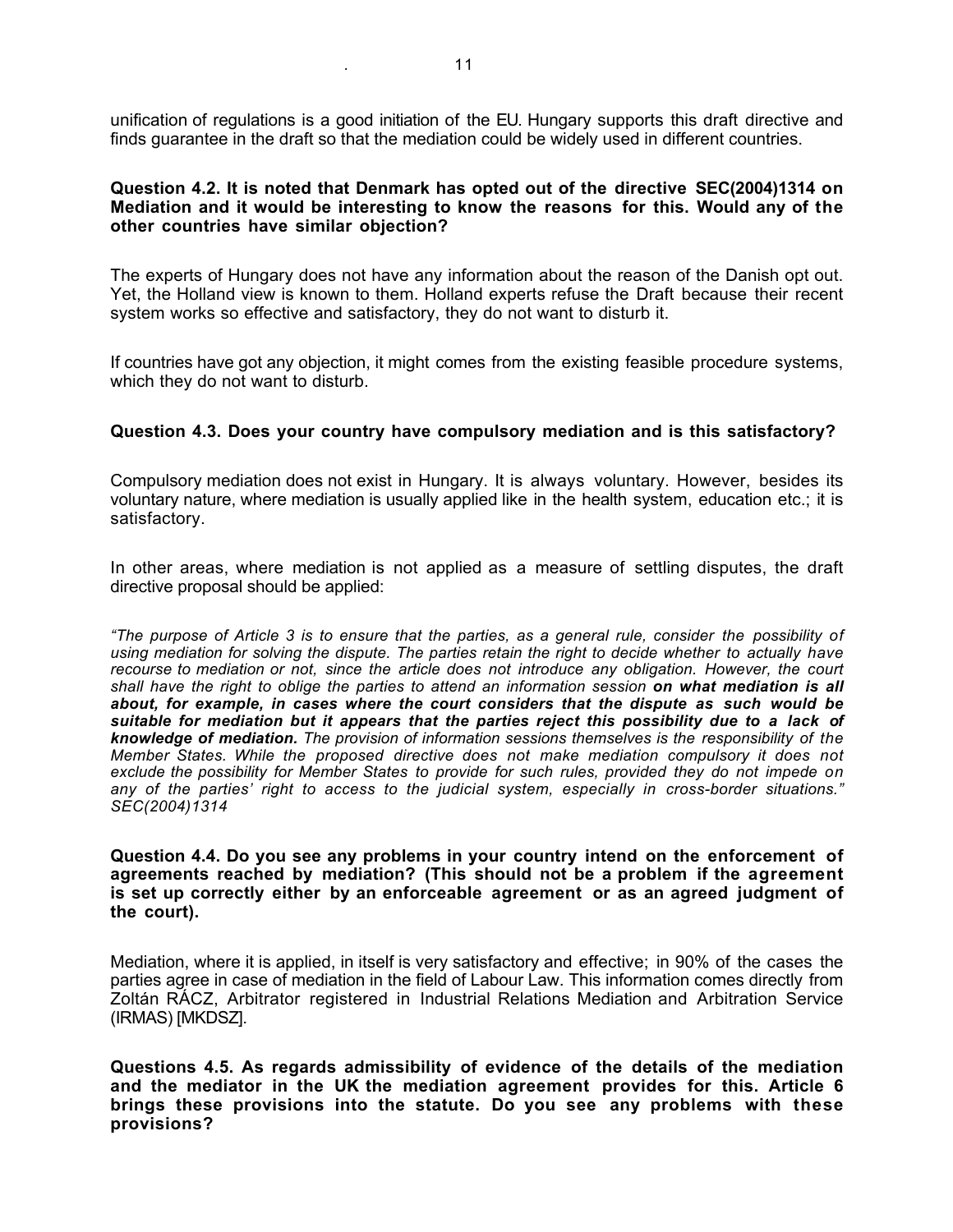unification of regulations is a good initiation of the EU. Hungary supports this draft directive and finds guarantee in the draft so that the mediation could be widely used in different countries.

**Question 4.2. It is noted that Denmark has opted out of the directive SEC(2004)1314 on Mediation and it would be interesting to know the reasons for this. Would any of the other countries have similar objection?**

The experts of Hungary does not have any information about the reason of the Danish opt out. Yet, the Holland view is known to them. Holland experts refuse the Draft because their recent system works so effective and satisfactory, they do not want to disturb it.

If countries have got any objection, it might comes from the existing feasible procedure systems, which they do not want to disturb.

**Question 4.3. Does your country have compulsory mediation and is this satisfactory?**

Compulsory mediation does not exist in Hungary. It is always voluntary. However, besides its voluntary nature, where mediation is usually applied like in the health system, education etc.; it is satisfactory.

In other areas, where mediation is not applied as a measure of settling disputes, the draft directive proposal should be applied:

*"The purpose of Article 3 is to ensure that the parties, as a general rule, consider the possibility of using mediation for solving the dispute. The parties retain the right to decide whether to actually have recourse to mediation or not, since the article does not introduce any obligation. However, the court shall have the right to oblige the parties to attend an information session* ***on what mediation is all about, for example, in cases where the court considers that the dispute as such would be suitable for mediation but it appears that the parties reject this possibility due to a lack of knowledge of mediation.*** *The provision of information sessions themselves is the responsibility of the Member States. While the proposed directive does not make mediation compulsory it does not exclude the possibility for Member States to provide for such rules, provided they do not impede on any of the parties' right to access to the judicial system, especially in cross-border situations." SEC(2004)1314*

**Question 4.4. Do you see any problems in your country intend on the enforcement of agreements reached by mediation? (This should not be a problem if the agreement is set up correctly either by an enforceable agreement or as an agreed judgment of the court).**

Mediation, where it is applied, in itself is very satisfactory and effective; in 90% of the cases the parties agree in case of mediation in the field of Labour Law. This information comes directly from Zoltán RÁCZ, Arbitrator registered in Industrial Relations Mediation and Arbitration Service (IRMAS) [MKDSZ].

**Questions 4.5. As regards admissibility of evidence of the details of the mediation and the mediator in the UK the mediation agreement provides for this. Article 6 brings these provisions into the statute. Do you see any problems with these provisions?**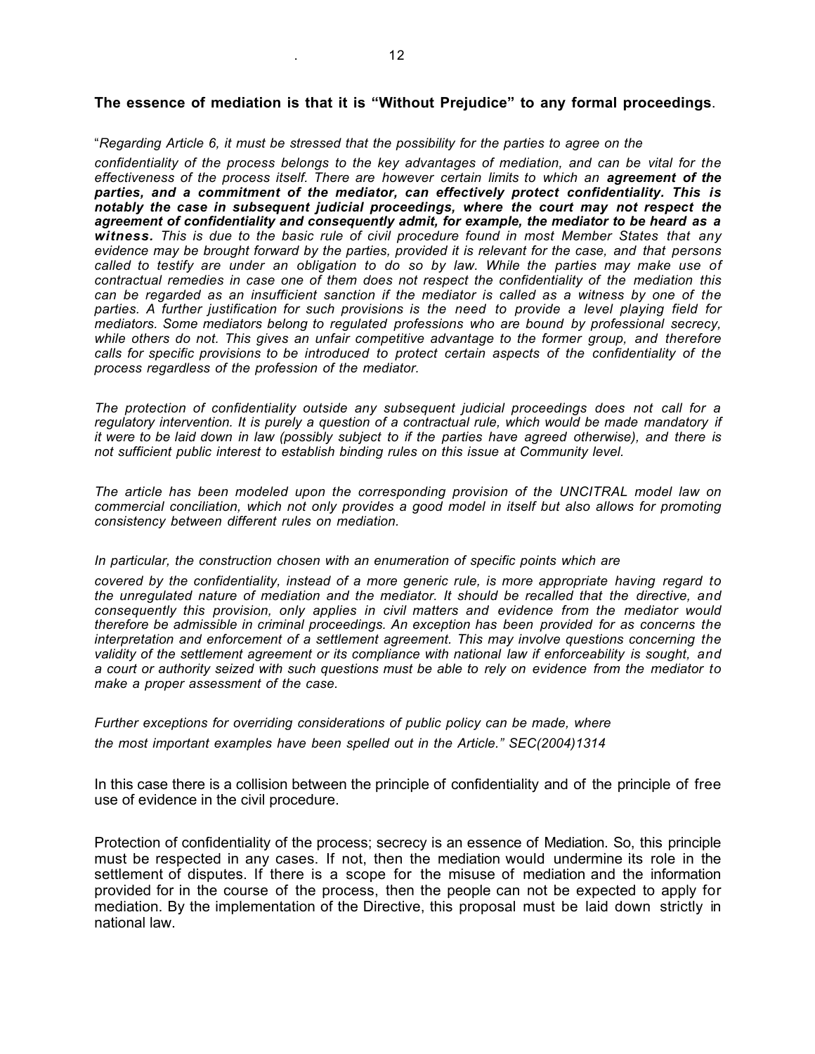**The essence of mediation is that it is "Without Prejudice" to any formal proceedings**.

"*Regarding Article 6, it must be stressed that the possibility for the parties to agree on the confidentiality of the process belongs to the key advantages of mediation, and can be vital for the effectiveness of the process itself. There are however certain limits to which an* ***agreement of the parties, and a commitment of the mediator, can effectively protect confidentiality. This is notably the case in subsequent judicial proceedings, where the court may not respect the agreement of confidentiality and consequently admit, for example, the mediator to be heard as a witness.*** *This is due to the basic rule of civil procedure found in most Member States that any evidence may be brought forward by the parties, provided it is relevant for the case, and that persons called to testify are under an obligation to do so by law. While the parties may make use of contractual remedies in case one of them does not respect the confidentiality of the mediation this can be regarded as an insufficient sanction if the mediator is called as a witness by one of the parties. A further justification for such provisions is the need to provide a level playing field for mediators. Some mediators belong to regulated professions who are bound by professional secrecy, while others do not. This gives an unfair competitive advantage to the former group, and therefore calls for specific provisions to be introduced to protect certain aspects of the confidentiality of the process regardless of the profession of the mediator.*

*The protection of confidentiality outside any subsequent judicial proceedings does not call for a regulatory intervention. It is purely a question of a contractual rule, which would be made mandatory if it were to be laid down in law (possibly subject to if the parties have agreed otherwise), and there is not sufficient public interest to establish binding rules on this issue at Community level.*

*The article has been modeled upon the corresponding provision of the UNCITRAL model law on commercial conciliation, which not only provides a good model in itself but also allows for promoting consistency between different rules on mediation.*

*In particular, the construction chosen with an enumeration of specific points which are covered by the confidentiality, instead of a more generic rule, is more appropriate having regard to the unregulated nature of mediation and the mediator. It should be recalled that the directive, and consequently this provision, only applies in civil matters and evidence from the mediator would therefore be admissible in criminal proceedings. An exception has been provided for as concerns the interpretation and enforcement of a settlement agreement. This may involve questions concerning the validity of the settlement agreement or its compliance with national law if enforceability is sought, and a court or authority seized with such questions must be able to rely on evidence from the mediator to make a proper assessment of the case.*

*Further exceptions for overriding considerations of public policy can be made, where the most important examples have been spelled out in the Article." SEC(2004)1314*

In this case there is a collision between the principle of confidentiality and of the principle of free use of evidence in the civil procedure.

Protection of confidentiality of the process; secrecy is an essence of Mediation. So, this principle must be respected in any cases. If not, then the mediation would undermine its role in the settlement of disputes. If there is a scope for the misuse of mediation and the information provided for in the course of the process, then the people can not be expected to apply for mediation. By the implementation of the Directive, this proposal must be laid down strictly in national law.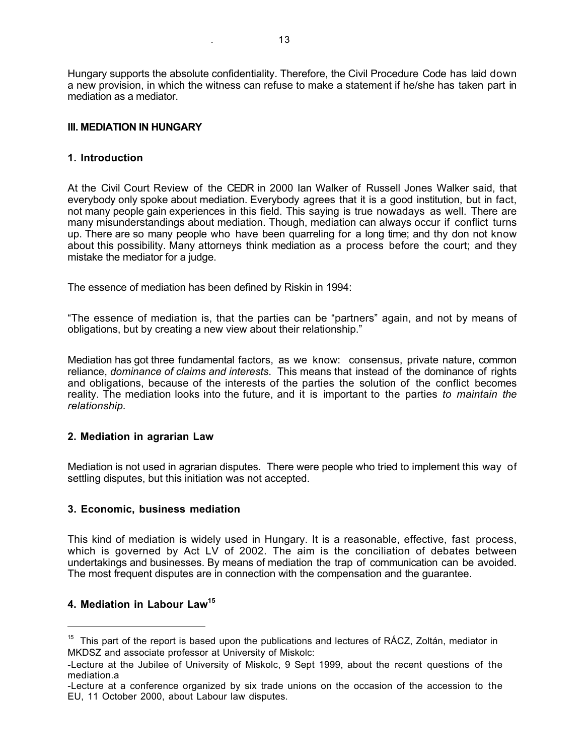Hungary supports the absolute confidentiality. Therefore, the Civil Procedure Code has laid down a new provision, in which the witness can refuse to make a statement if he/she has taken part in mediation as a mediator.

## III. MEDIATION IN HUNGARY

### 1. Introduction

At the Civil Court Review of the CEDR in 2000 Ian Walker of Russell Jones Walker said, that everybody only spoke about mediation. Everybody agrees that it is a good institution, but in fact, not many people gain experiences in this field. This saying is true nowadays as well. There are many misunderstandings about mediation. Though, mediation can always occur if conflict turns up. There are so many people who have been quarreling for a long time; and thy don not know about this possibility. Many attorneys think mediation as a process before the court; and they mistake the mediator for a judge.

The essence of mediation has been defined by Riskin in 1994:

"The essence of mediation is, that the parties can be "partners" again, and not by means of obligations, but by creating a new view about their relationship."

Mediation has got three fundamental factors, as we know: consensus, private nature, common reliance, *dominance of claims and interests*. This means that instead of the dominance of rights and obligations, because of the interests of the parties the solution of the conflict becomes reality. The mediation looks into the future, and it is important to the parties *to maintain the relationship.*

### 2. Mediation in agrarian Law

Mediation is not used in agrarian disputes. There were people who tried to implement this way of settling disputes, but this initiation was not accepted.

### 3. Economic, business mediation

This kind of mediation is widely used in Hungary. It is a reasonable, effective, fast process, which is governed by Act LV of 2002. The aim is the conciliation of debates between undertakings and businesses. By means of mediation the trap of communication can be avoided. The most frequent disputes are in connection with the compensation and the guarantee.

### 4. Mediation in Labour Law[15]

---

[15] This part of the report is based upon the publications and lectures of RÁCZ, Zoltán, mediator in MKDSZ and associate professor at University of Miskolc:

-Lecture at the Jubilee of University of Miskolc, 9 Sept 1999, about the recent questions of the mediation.a

-Lecture at a conference organized by six trade unions on the occasion of the accession to the EU, 11 October 2000, about Labour law disputes.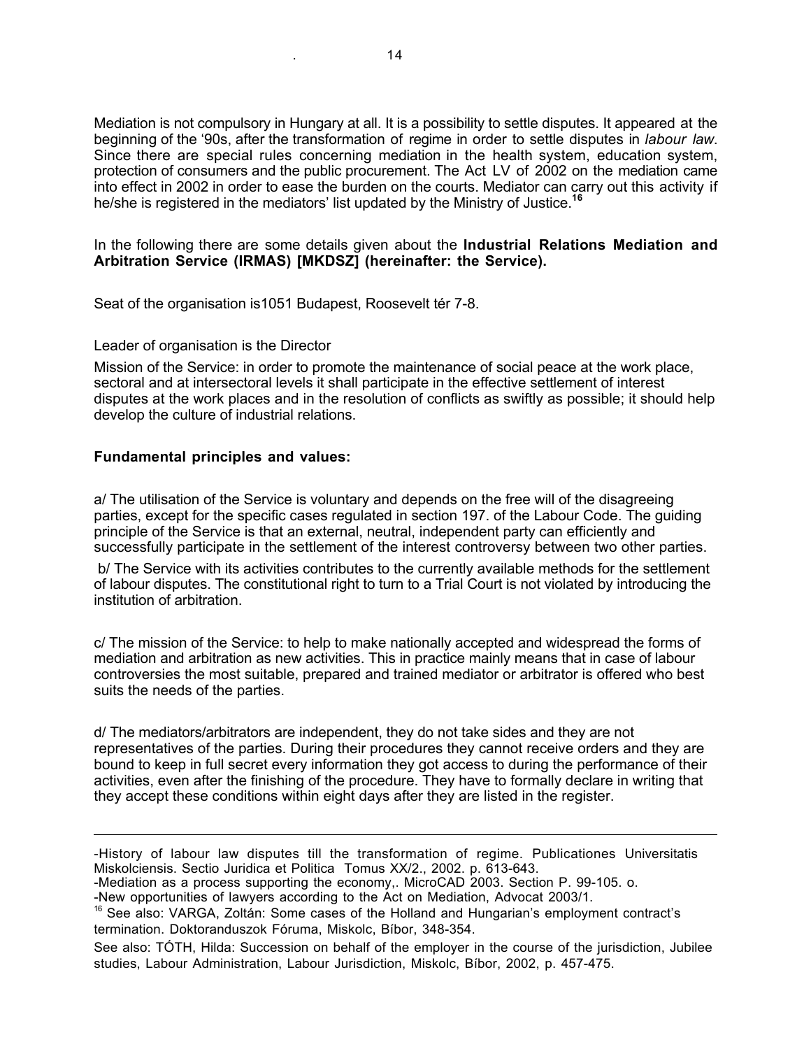Mediation is not compulsory in Hungary at all. It is a possibility to settle disputes. It appeared at the beginning of the '90s, after the transformation of regime in order to settle disputes in *labour law*. Since there are special rules concerning mediation in the health system, education system, protection of consumers and the public procurement. The Act LV of 2002 on the mediation came into effect in 2002 in order to ease the burden on the courts. Mediator can carry out this activity if he/she is registered in the mediators' list updated by the Ministry of Justice.[16]

In the following there are some details given about the **Industrial Relations Mediation and Arbitration Service (IRMAS) [MKDSZ] (hereinafter: the Service).**

Seat of the organisation is1051 Budapest, Roosevelt tér 7-8.

Leader of organisation is the Director

Mission of the Service: in order to promote the maintenance of social peace at the work place, sectoral and at intersectoral levels it shall participate in the effective settlement of interest disputes at the work places and in the resolution of conflicts as swiftly as possible; it should help develop the culture of industrial relations.

**Fundamental principles and values:**

a/ The utilisation of the Service is voluntary and depends on the free will of the disagreeing parties, except for the specific cases regulated in section 197. of the Labour Code. The guiding principle of the Service is that an external, neutral, independent party can efficiently and successfully participate in the settlement of the interest controversy between two other parties.

b/ The Service with its activities contributes to the currently available methods for the settlement of labour disputes. The constitutional right to turn to a Trial Court is not violated by introducing the institution of arbitration.

c/ The mission of the Service: to help to make nationally accepted and widespread the forms of mediation and arbitration as new activities. This in practice mainly means that in case of labour controversies the most suitable, prepared and trained mediator or arbitrator is offered who best suits the needs of the parties.

d/ The mediators/arbitrators are independent, they do not take sides and they are not representatives of the parties. During their procedures they cannot receive orders and they are bound to keep in full secret every information they got access to during the performance of their activities, even after the finishing of the procedure. They have to formally declare in writing that they accept these conditions within eight days after they are listed in the register.

---

-History of labour law disputes till the transformation of regime. Publicationes Universitatis Miskolciensis. Sectio Juridica et Politica Tomus XX/2., 2002. p. 613-643.

-Mediation as a process supporting the economy,. MicroCAD 2003. Section P. 99-105. o.

-New opportunities of lawyers according to the Act on Mediation, Advocat 2003/1.

[16] See also: VARGA, Zoltán: Some cases of the Holland and Hungarian's employment contract's termination. Doktoranduszok Fóruma, Miskolc, Bíbor, 348-354.

See also: TÓTH, Hilda: Succession on behalf of the employer in the course of the jurisdiction, Jubilee studies, Labour Administration, Labour Jurisdiction, Miskolc, Bíbor, 2002, p. 457-475.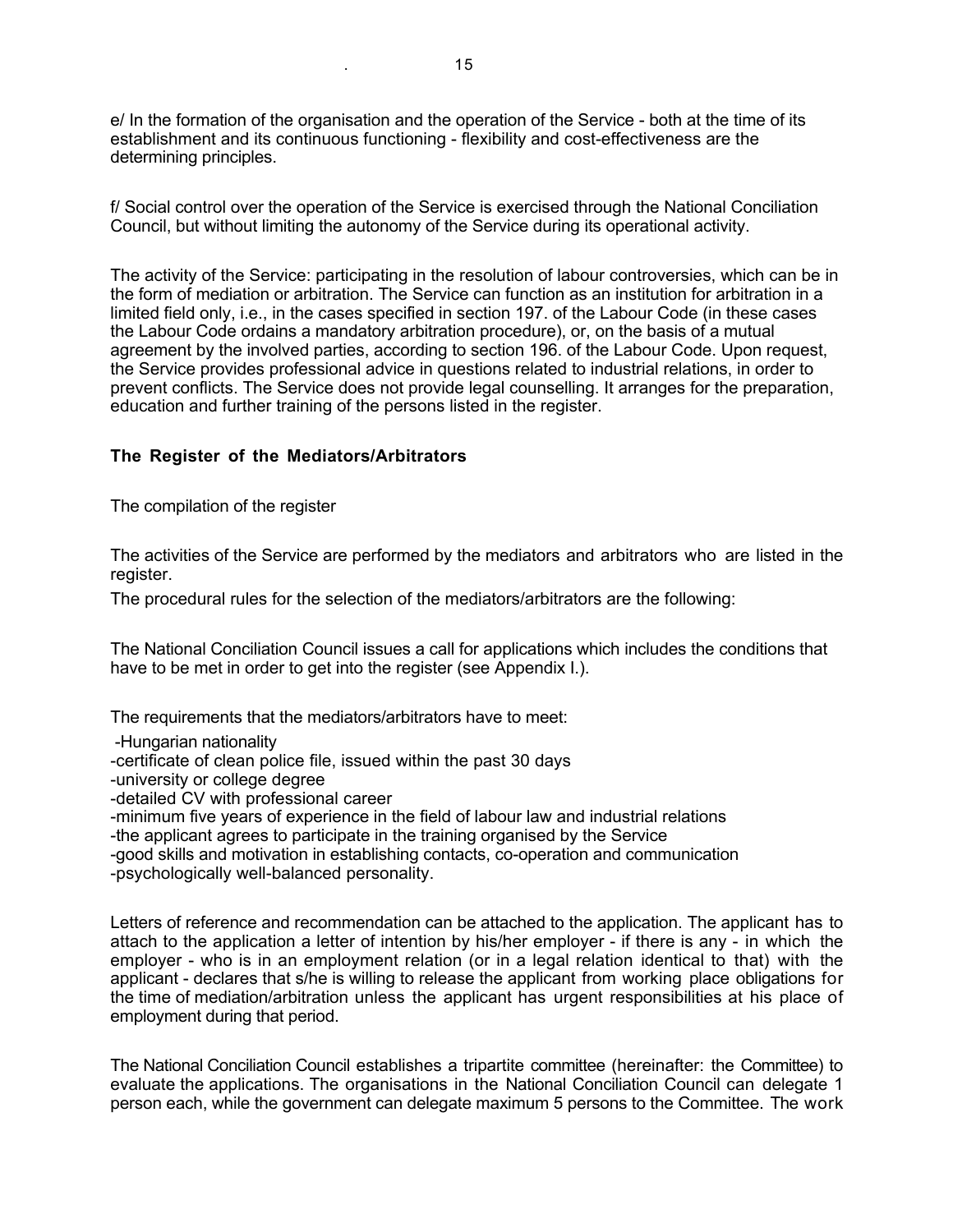e/ In the formation of the organisation and the operation of the Service - both at the time of its establishment and its continuous functioning - flexibility and cost-effectiveness are the determining principles.

f/ Social control over the operation of the Service is exercised through the National Conciliation Council, but without limiting the autonomy of the Service during its operational activity.

The activity of the Service: participating in the resolution of labour controversies, which can be in the form of mediation or arbitration. The Service can function as an institution for arbitration in a limited field only, i.e., in the cases specified in section 197. of the Labour Code (in these cases the Labour Code ordains a mandatory arbitration procedure), or, on the basis of a mutual agreement by the involved parties, according to section 196. of the Labour Code. Upon request, the Service provides professional advice in questions related to industrial relations, in order to prevent conflicts. The Service does not provide legal counselling. It arranges for the preparation, education and further training of the persons listed in the register.

### The Register of the Mediators/Arbitrators

The compilation of the register

The activities of the Service are performed by the mediators and arbitrators who are listed in the register.

The procedural rules for the selection of the mediators/arbitrators are the following:

The National Conciliation Council issues a call for applications which includes the conditions that have to be met in order to get into the register (see Appendix I.).

The requirements that the mediators/arbitrators have to meet:

- Hungarian nationality
- certificate of clean police file, issued within the past 30 days
- university or college degree
- detailed CV with professional career
- minimum five years of experience in the field of labour law and industrial relations
- the applicant agrees to participate in the training organised by the Service
- good skills and motivation in establishing contacts, co-operation and communication
- psychologically well-balanced personality.

Letters of reference and recommendation can be attached to the application. The applicant has to attach to the application a letter of intention by his/her employer - if there is any - in which the employer - who is in an employment relation (or in a legal relation identical to that) with the applicant - declares that s/he is willing to release the applicant from working place obligations for the time of mediation/arbitration unless the applicant has urgent responsibilities at his place of employment during that period.

The National Conciliation Council establishes a tripartite committee (hereinafter: the Committee) to evaluate the applications. The organisations in the National Conciliation Council can delegate 1 person each, while the government can delegate maximum 5 persons to the Committee. The work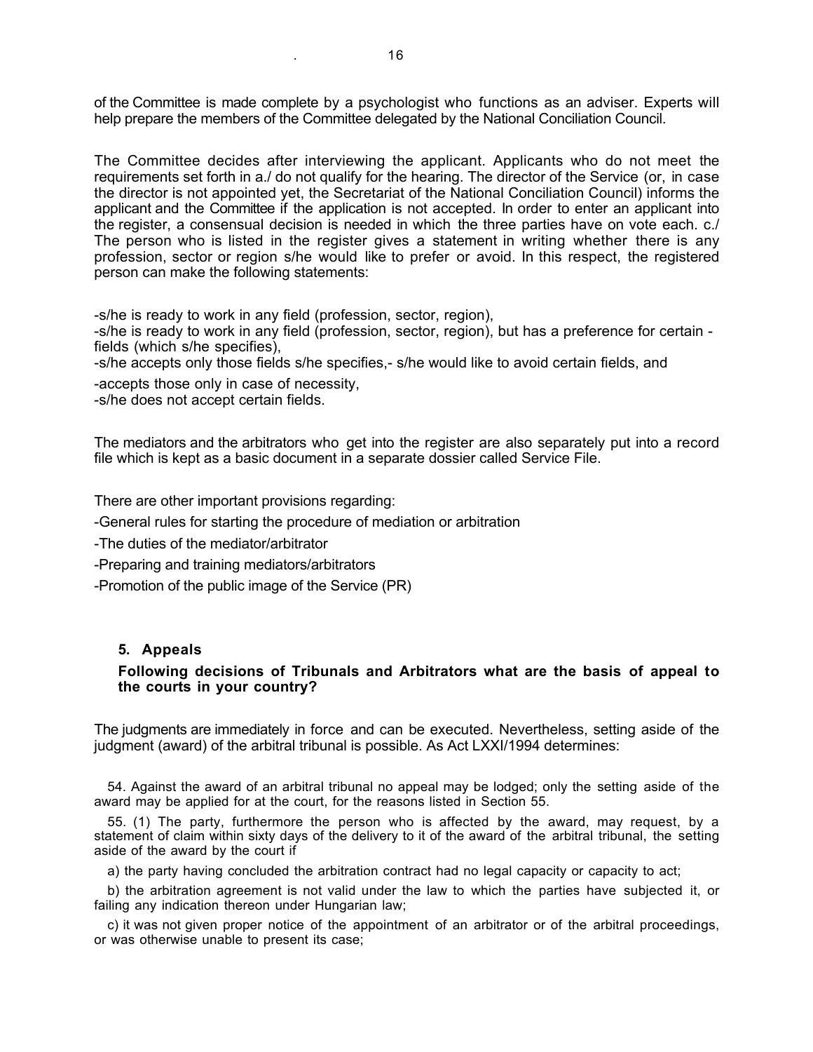of the Committee is made complete by a psychologist who functions as an adviser. Experts will help prepare the members of the Committee delegated by the National Conciliation Council.

The Committee decides after interviewing the applicant. Applicants who do not meet the requirements set forth in a./ do not qualify for the hearing. The director of the Service (or, in case the director is not appointed yet, the Secretariat of the National Conciliation Council) informs the applicant and the Committee if the application is not accepted. In order to enter an applicant into the register, a consensual decision is needed in which the three parties have on vote each. c./ The person who is listed in the register gives a statement in writing whether there is any profession, sector or region s/he would like to prefer or avoid. In this respect, the registered person can make the following statements:

-s/he is ready to work in any field (profession, sector, region),
-s/he is ready to work in any field (profession, sector, region), but has a preference for certain -fields (which s/he specifies),
-s/he accepts only those fields s/he specifies,- s/he would like to avoid certain fields, and
-accepts those only in case of necessity,
-s/he does not accept certain fields.

The mediators and the arbitrators who get into the register are also separately put into a record file which is kept as a basic document in a separate dossier called Service File.

There are other important provisions regarding:

-General rules for starting the procedure of mediation or arbitration

-The duties of the mediator/arbitrator

-Preparing and training mediators/arbitrators

-Promotion of the public image of the Service (PR)

## 5. Appeals

**Following decisions of Tribunals and Arbitrators what are the basis of appeal to the courts in your country?**

The judgments are immediately in force and can be executed. Nevertheless, setting aside of the judgment (award) of the arbitral tribunal is possible. As Act LXXI/1994 determines:

54. Against the award of an arbitral tribunal no appeal may be lodged; only the setting aside of the award may be applied for at the court, for the reasons listed in Section 55.

55. (1) The party, furthermore the person who is affected by the award, may request, by a statement of claim within sixty days of the delivery to it of the award of the arbitral tribunal, the setting aside of the award by the court if

a) the party having concluded the arbitration contract had no legal capacity or capacity to act;

b) the arbitration agreement is not valid under the law to which the parties have subjected it, or failing any indication thereon under Hungarian law;

c) it was not given proper notice of the appointment of an arbitrator or of the arbitral proceedings, or was otherwise unable to present its case;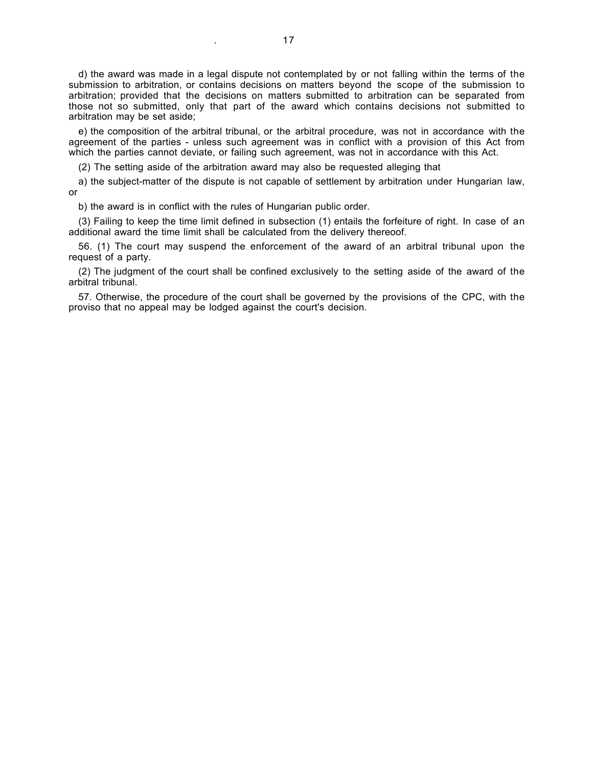d) the award was made in a legal dispute not contemplated by or not falling within the terms of the submission to arbitration, or contains decisions on matters beyond the scope of the submission to arbitration; provided that the decisions on matters submitted to arbitration can be separated from those not so submitted, only that part of the award which contains decisions not submitted to arbitration may be set aside;

e) the composition of the arbitral tribunal, or the arbitral procedure, was not in accordance with the agreement of the parties - unless such agreement was in conflict with a provision of this Act from which the parties cannot deviate, or failing such agreement, was not in accordance with this Act.

(2) The setting aside of the arbitration award may also be requested alleging that

a) the subject-matter of the dispute is not capable of settlement by arbitration under Hungarian law, or

b) the award is in conflict with the rules of Hungarian public order.

(3) Failing to keep the time limit defined in subsection (1) entails the forfeiture of right. In case of an additional award the time limit shall be calculated from the delivery thereoof.

56. (1) The court may suspend the enforcement of the award of an arbitral tribunal upon the request of a party.

(2) The judgment of the court shall be confined exclusively to the setting aside of the award of the arbitral tribunal.

57. Otherwise, the procedure of the court shall be governed by the provisions of the CPC, with the proviso that no appeal may be lodged against the court's decision.